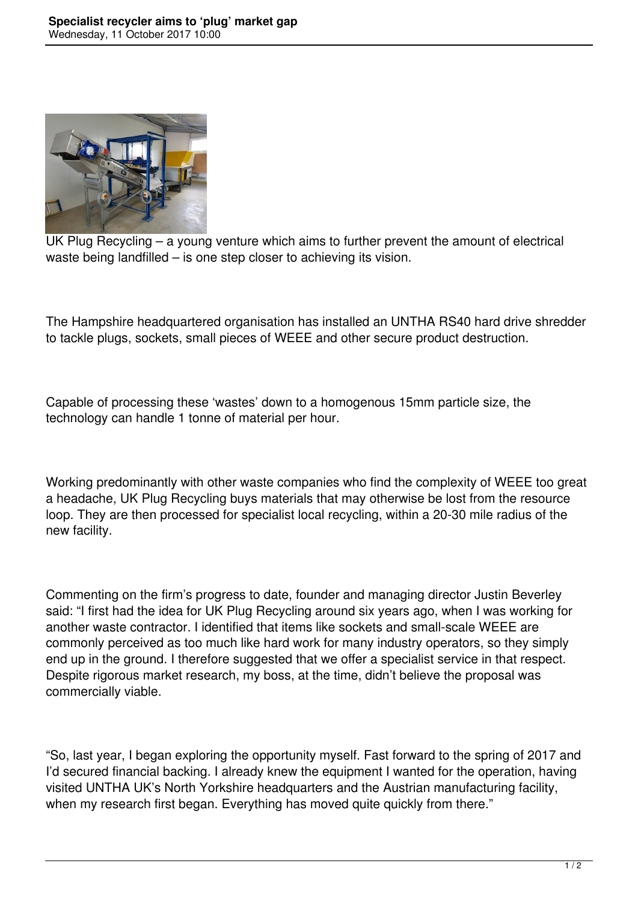# Specialist recycler aims to 'plug' market gap

Wednesday, 11 October 2017 10:00

UK Plug Recycling – a young venture which aims to further prevent the amount of electrical waste being landfilled – is one step closer to achieving its vision.

The Hampshire headquartered organisation has installed an UNTHA RS40 hard drive shredder to tackle plugs, sockets, small pieces of WEEE and other secure product destruction.

Capable of processing these 'wastes' down to a homogenous 15mm particle size, the technology can handle 1 tonne of material per hour.

Working predominantly with other waste companies who find the complexity of WEEE too great a headache, UK Plug Recycling buys materials that may otherwise be lost from the resource loop. They are then processed for specialist local recycling, within a 20-30 mile radius of the new facility.

Commenting on the firm's progress to date, founder and managing director Justin Beverley said: "I first had the idea for UK Plug Recycling around six years ago, when I was working for another waste contractor. I identified that items like sockets and small-scale WEEE are commonly perceived as too much like hard work for many industry operators, so they simply end up in the ground. I therefore suggested that we offer a specialist service in that respect. Despite rigorous market research, my boss, at the time, didn't believe the proposal was commercially viable.

"So, last year, I began exploring the opportunity myself. Fast forward to the spring of 2017 and I'd secured financial backing. I already knew the equipment I wanted for the operation, having visited UNTHA UK's North Yorkshire headquarters and the Austrian manufacturing facility, when my research first began. Everything has moved quite quickly from there."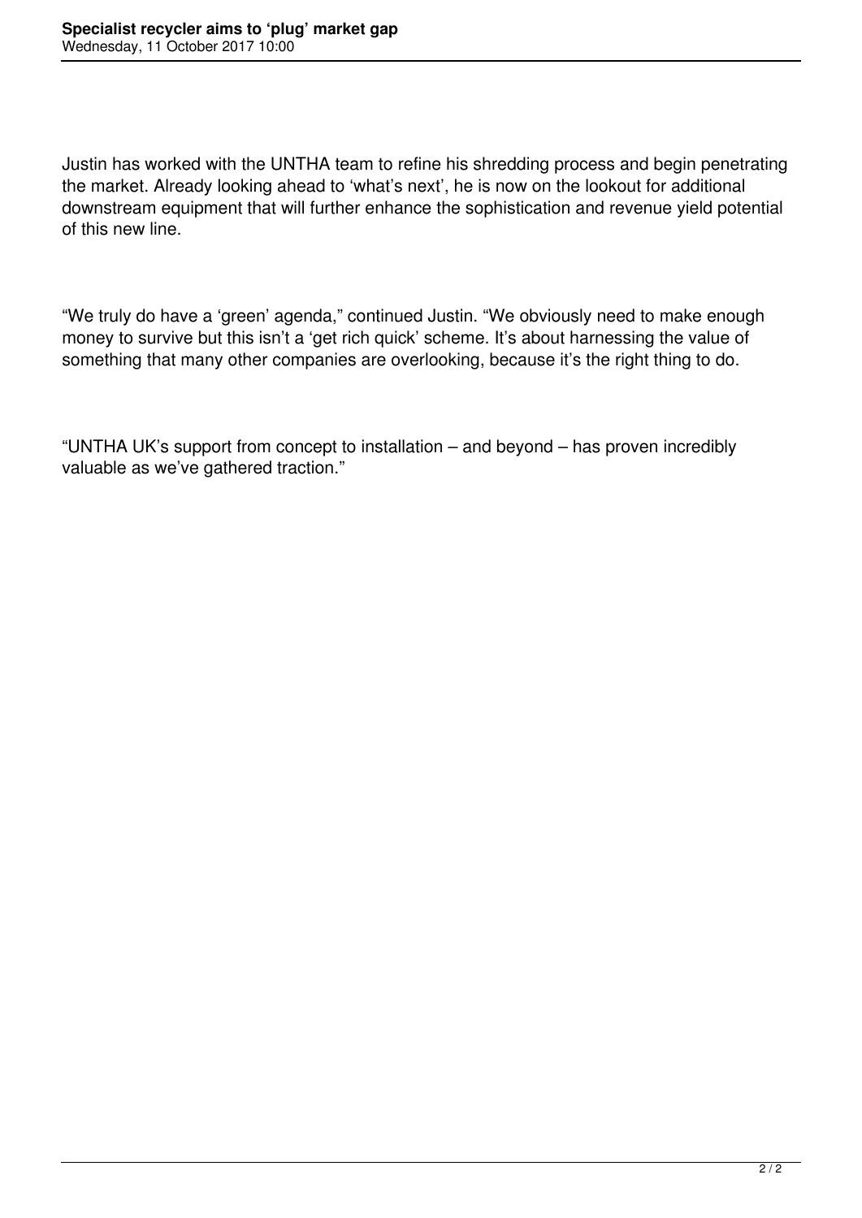Justin has worked with the UNTHA team to refine his shredding process and begin penetrating the market. Already looking ahead to 'what's next', he is now on the lookout for additional downstream equipment that will further enhance the sophistication and revenue yield potential of this new line.

"We truly do have a 'green' agenda," continued Justin. "We obviously need to make enough money to survive but this isn't a 'get rich quick' scheme. It's about harnessing the value of something that many other companies are overlooking, because it's the right thing to do.

"UNTHA UK's support from concept to installation – and beyond – has proven incredibly valuable as we've gathered traction."